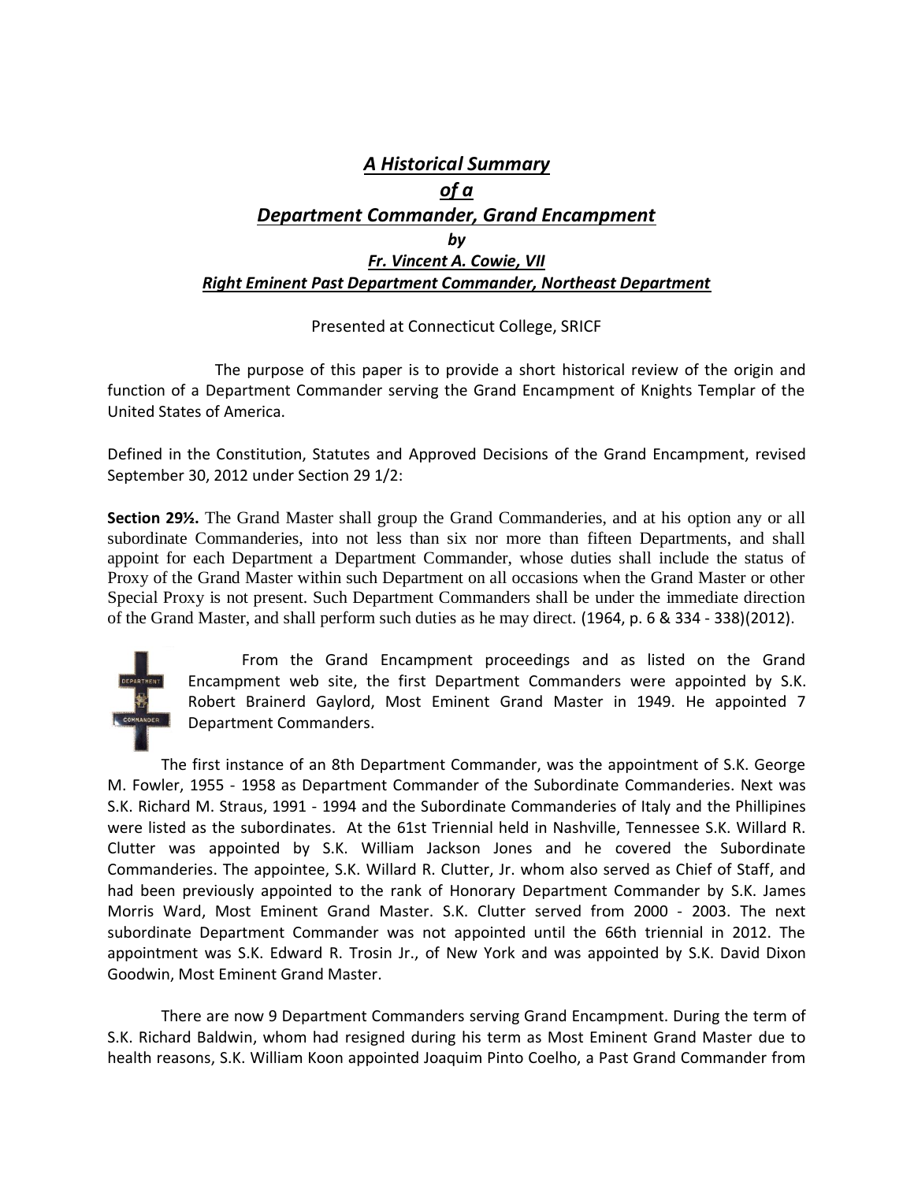# *A Historical Summary*

## *of a*

## *Department Commander, Grand Encampment*

***by***

***Fr. Vincent A. Cowie, VII***

***Right Eminent Past Department Commander, Northeast Department***

Presented at Connecticut College, SRICF

The purpose of this paper is to provide a short historical review of the origin and function of a Department Commander serving the Grand Encampment of Knights Templar of the United States of America.

Defined in the Constitution, Statutes and Approved Decisions of the Grand Encampment, revised September 30, 2012 under Section 29 1/2:

**Section 29½.** The Grand Master shall group the Grand Commanderies, and at his option any or all subordinate Commanderies, into not less than six nor more than fifteen Departments, and shall appoint for each Department a Department Commander, whose duties shall include the status of Proxy of the Grand Master within such Department on all occasions when the Grand Master or other Special Proxy is not present. Such Department Commanders shall be under the immediate direction of the Grand Master, and shall perform such duties as he may direct. (1964, p. 6 & 334 - 338)(2012).

From the Grand Encampment proceedings and as listed on the Grand Encampment web site, the first Department Commanders were appointed by S.K. Robert Brainerd Gaylord, Most Eminent Grand Master in 1949. He appointed 7 Department Commanders.

The first instance of an 8th Department Commander, was the appointment of S.K. George M. Fowler, 1955 - 1958 as Department Commander of the Subordinate Commanderies. Next was S.K. Richard M. Straus, 1991 - 1994 and the Subordinate Commanderies of Italy and the Phillipines were listed as the subordinates. At the 61st Triennial held in Nashville, Tennessee S.K. Willard R. Clutter was appointed by S.K. William Jackson Jones and he covered the Subordinate Commanderies. The appointee, S.K. Willard R. Clutter, Jr. whom also served as Chief of Staff, and had been previously appointed to the rank of Honorary Department Commander by S.K. James Morris Ward, Most Eminent Grand Master. S.K. Clutter served from 2000 - 2003. The next subordinate Department Commander was not appointed until the 66th triennial in 2012. The appointment was S.K. Edward R. Trosin Jr., of New York and was appointed by S.K. David Dixon Goodwin, Most Eminent Grand Master.

There are now 9 Department Commanders serving Grand Encampment. During the term of S.K. Richard Baldwin, whom had resigned during his term as Most Eminent Grand Master due to health reasons, S.K. William Koon appointed Joaquim Pinto Coelho, a Past Grand Commander from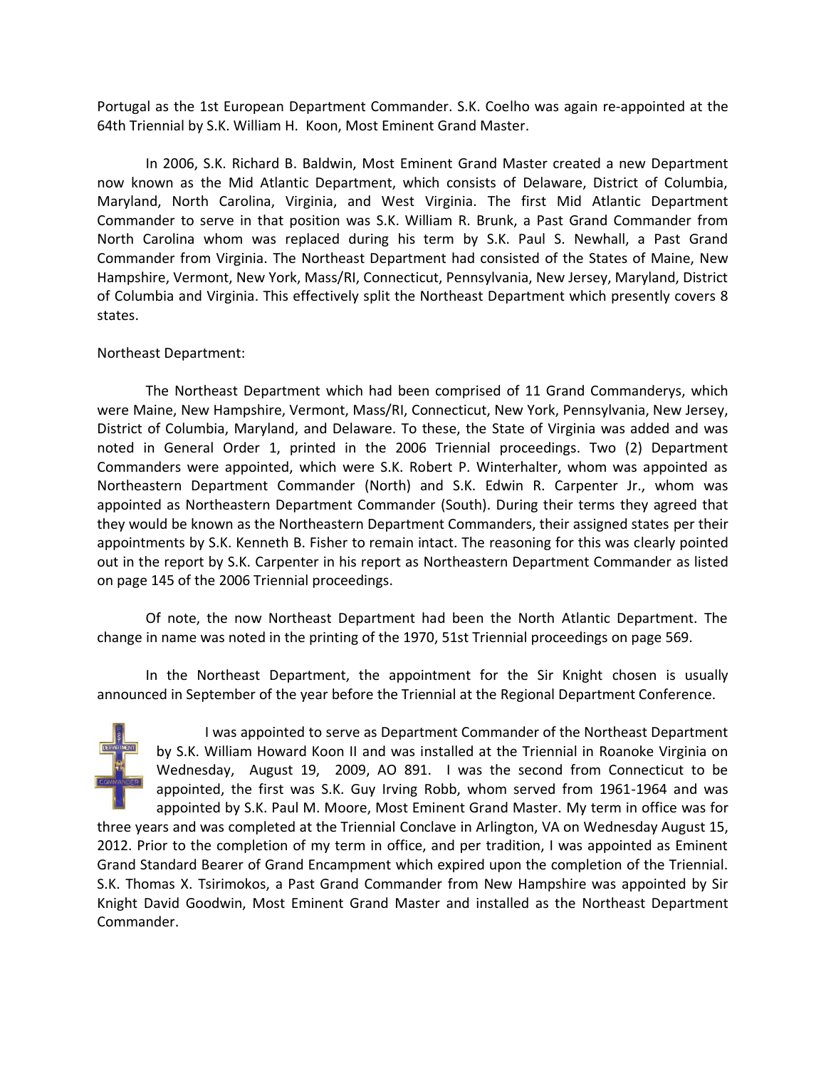Portugal as the 1st European Department Commander. S.K. Coelho was again re-appointed at the 64th Triennial by S.K. William H. Koon, Most Eminent Grand Master.

In 2006, S.K. Richard B. Baldwin, Most Eminent Grand Master created a new Department now known as the Mid Atlantic Department, which consists of Delaware, District of Columbia, Maryland, North Carolina, Virginia, and West Virginia. The first Mid Atlantic Department Commander to serve in that position was S.K. William R. Brunk, a Past Grand Commander from North Carolina whom was replaced during his term by S.K. Paul S. Newhall, a Past Grand Commander from Virginia. The Northeast Department had consisted of the States of Maine, New Hampshire, Vermont, New York, Mass/RI, Connecticut, Pennsylvania, New Jersey, Maryland, District of Columbia and Virginia. This effectively split the Northeast Department which presently covers 8 states.

Northeast Department:

The Northeast Department which had been comprised of 11 Grand Commanderys, which were Maine, New Hampshire, Vermont, Mass/RI, Connecticut, New York, Pennsylvania, New Jersey, District of Columbia, Maryland, and Delaware. To these, the State of Virginia was added and was noted in General Order 1, printed in the 2006 Triennial proceedings. Two (2) Department Commanders were appointed, which were S.K. Robert P. Winterhalter, whom was appointed as Northeastern Department Commander (North) and S.K. Edwin R. Carpenter Jr., whom was appointed as Northeastern Department Commander (South). During their terms they agreed that they would be known as the Northeastern Department Commanders, their assigned states per their appointments by S.K. Kenneth B. Fisher to remain intact. The reasoning for this was clearly pointed out in the report by S.K. Carpenter in his report as Northeastern Department Commander as listed on page 145 of the 2006 Triennial proceedings.

Of note, the now Northeast Department had been the North Atlantic Department. The change in name was noted in the printing of the 1970, 51st Triennial proceedings on page 569.

In the Northeast Department, the appointment for the Sir Knight chosen is usually announced in September of the year before the Triennial at the Regional Department Conference.

I was appointed to serve as Department Commander of the Northeast Department by S.K. William Howard Koon II and was installed at the Triennial in Roanoke Virginia on Wednesday, August 19, 2009, AO 891. I was the second from Connecticut to be appointed, the first was S.K. Guy Irving Robb, whom served from 1961-1964 and was appointed by S.K. Paul M. Moore, Most Eminent Grand Master. My term in office was for three years and was completed at the Triennial Conclave in Arlington, VA on Wednesday August 15, 2012. Prior to the completion of my term in office, and per tradition, I was appointed as Eminent Grand Standard Bearer of Grand Encampment which expired upon the completion of the Triennial. S.K. Thomas X. Tsirimokos, a Past Grand Commander from New Hampshire was appointed by Sir Knight David Goodwin, Most Eminent Grand Master and installed as the Northeast Department Commander.